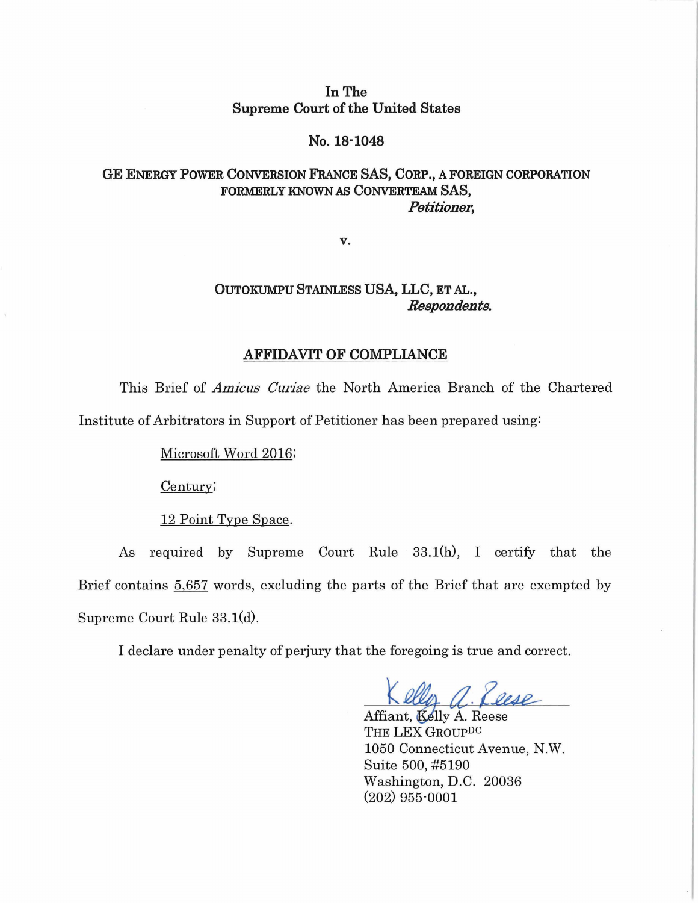In The
Supreme Court of the United States

No. 18-1048

GE ENERGY POWER CONVERSION FRANCE SAS, CORP., A FOREIGN CORPORATION FORMERLY KNOWN AS CONVERTEAM SAS,
*Petitioner,*

v.

OUTOKUMPU STAINLESS USA, LLC, ET AL.,
*Respondents.*

## AFFIDAVIT OF COMPLIANCE

This Brief of *Amicus Curiae* the North America Branch of the Chartered Institute of Arbitrators in Support of Petitioner has been prepared using:

Microsoft Word 2016;

Century;

12 Point Type Space.

As required by Supreme Court Rule 33.1(h), I certify that the Brief contains 5,657 words, excluding the parts of the Brief that are exempted by Supreme Court Rule 33.1(d).

I declare under penalty of perjury that the foregoing is true and correct.

Kelly A. Reese

Affiant, Kelly A. Reese
THE LEX GROUP[DC]
1050 Connecticut Avenue, N.W.
Suite 500, #5190
Washington, D.C. 20036
(202) 955-0001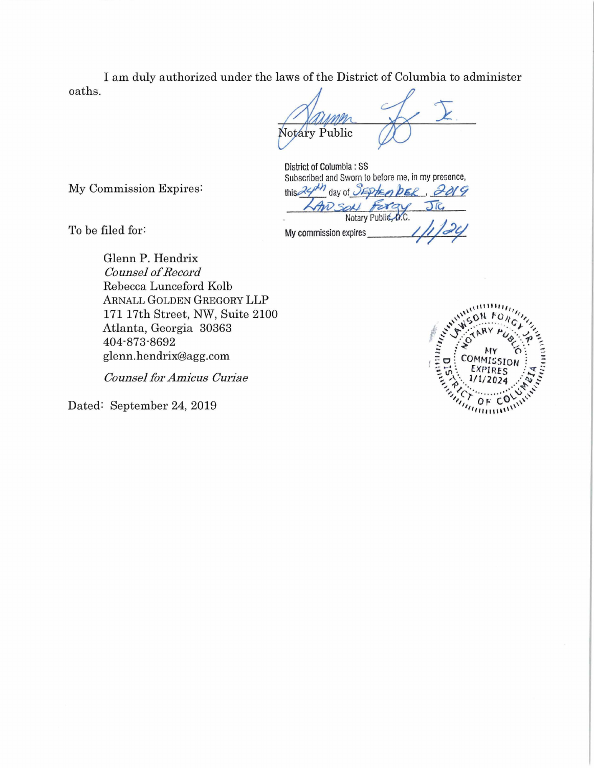I am duly authorized under the laws of the District of Columbia to administer oaths.

Notary Public

District of Columbia : SS
Subscribed and Sworn to before me, in my presence,
this 24th day of September, 2019
Lawson Forgy Jr.
Notary Public, D.C.
My commission expires 1/1/24

My Commission Expires:

To be filed for:

> Glenn P. Hendrix
> *Counsel of Record*
> Rebecca Lunceford Kolb
> ARNALL GOLDEN GREGORY LLP
> 171 17th Street, NW, Suite 2100
> Atlanta, Georgia 30363
> 404-873-8692
> glenn.hendrix@agg.com
>
> *Counsel for Amicus Curiae*

Dated: September 24, 2019

LAWSON FORGY JR. NOTARY PUBLIC MY COMMISSION EXPIRES 1/1/2024 DISTRICT OF COLUMBIA